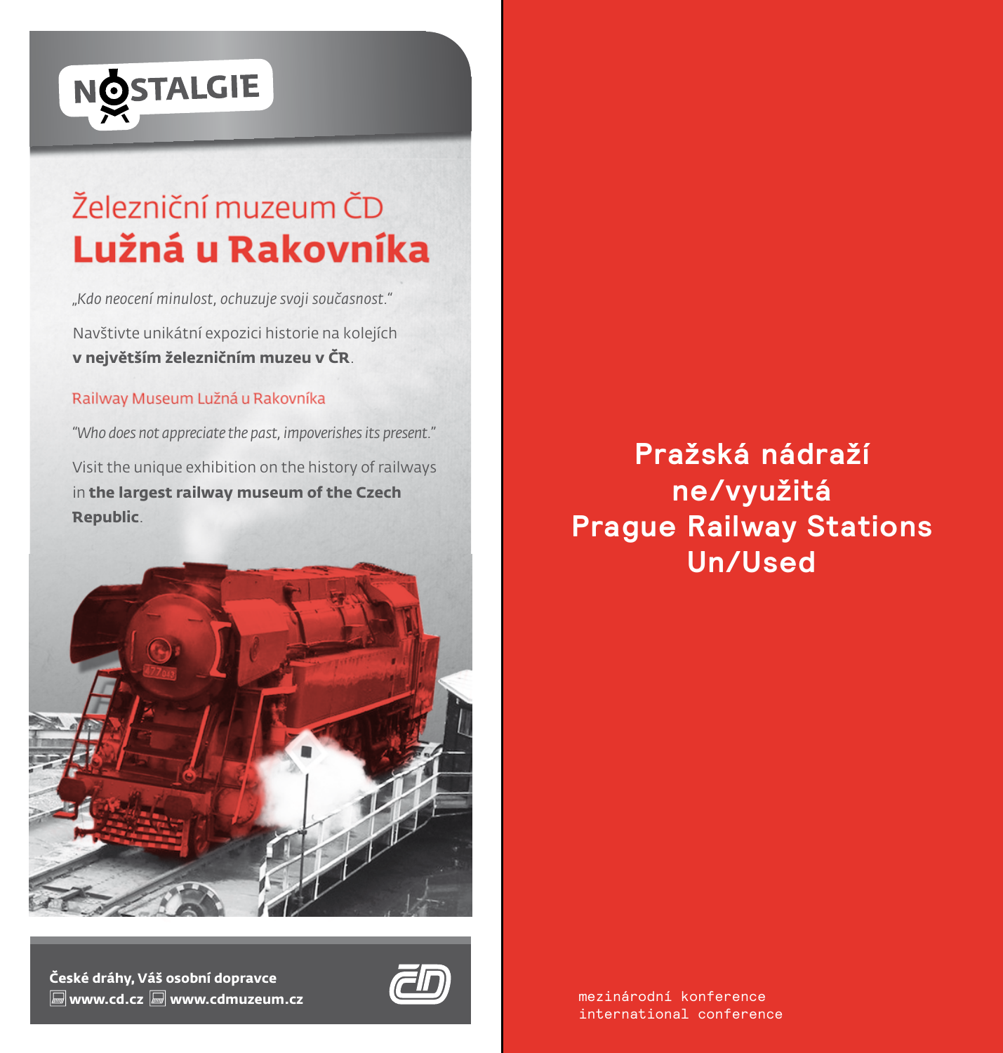NOSTALGIE

## Železniční muzeum ČD

# Lužná u Rakovníka

*„Kdo neocení minulost, ochuzuje svoji současnost.“*

Navštivte unikátní expozici historie na kolejích **v největším železničním muzeu v ČR**.

Railway Museum Lužná u Rakovníka

*"Who does not appreciate the past, impoverishes its present."*

Visit the unique exhibition on the history of railways in **the largest railway museum of the Czech Republic**.

**České dráhy, Váš osobní dopravce**
**www.cd.cz** **www.cdmuzeum.cz**

# Pražská nádraží ne/využitá
# Prague Railway Stations Un/Used

mezinárodní konference
international conference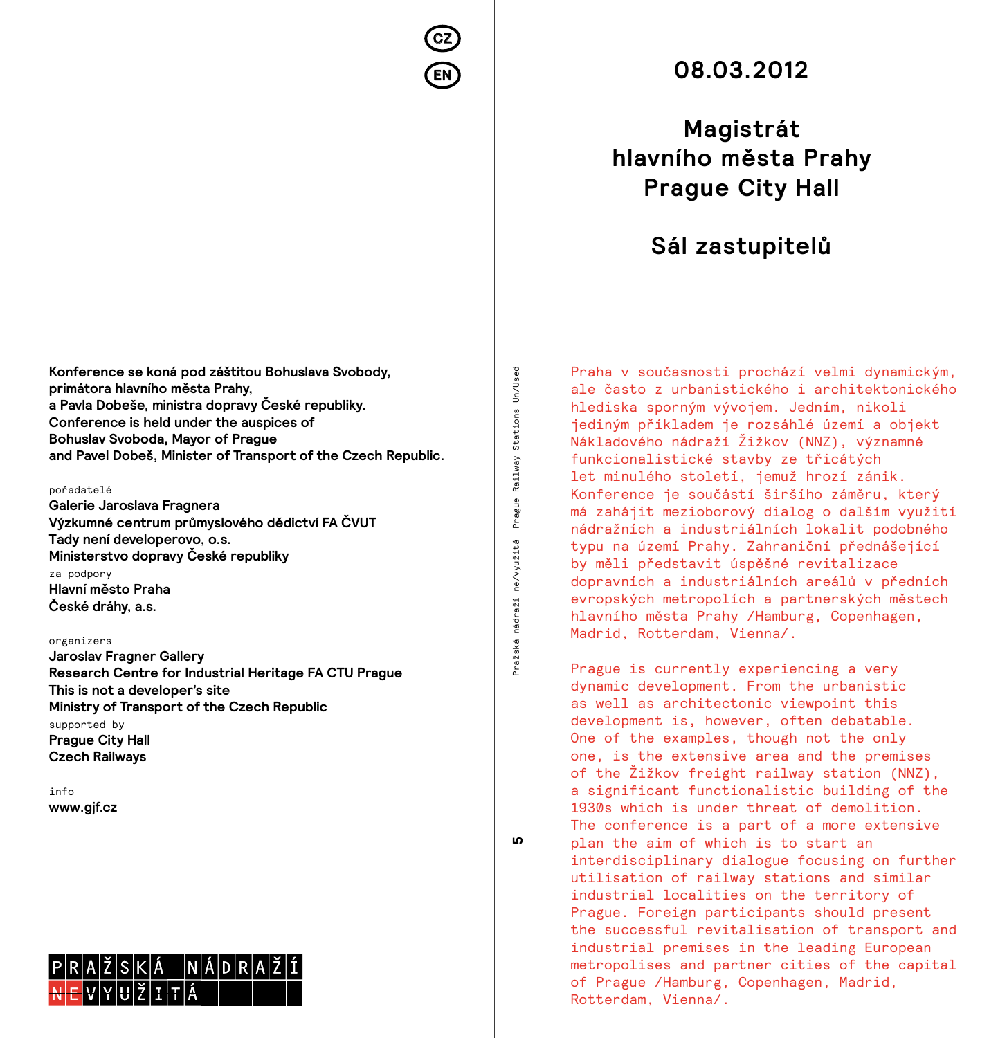CZ

EN

Konference se koná pod záštitou Bohuslava Svobody,
primátora hlavního města Prahy,
a Pavla Dobeše, ministra dopravy České republiky.
Conference is held under the auspices of
Bohuslav Svoboda, Mayor of Prague
and Pavel Dobeš, Minister of Transport of the Czech Republic.

pořadatelé

**Galerie Jaroslava Fragnera**
**Výzkumné centrum průmyslového dědictví FA ČVUT**
**Tady není developerovo, o.s.**
**Ministerstvo dopravy České republiky**

za podpory

**Hlavní město Praha**
**České dráhy, a.s.**

organizers

**Jaroslav Fragner Gallery**
**Research Centre for Industrial Heritage FA CTU Prague**
**This is not a developer's site**
**Ministry of Transport of the Czech Republic**

supported by

**Prague City Hall**
**Czech Railways**

info

**www.gjf.cz**

PRAŽSKÁ NÁDRAŽÍ
NEVYUŽITÁ

# 08.03.2012

# Magistrát hlavního města Prahy
# Prague City Hall

# Sál zastupitelů

Praha v současnosti prochází velmi dynamickým, ale často z urbanistického i architektonického hlediska sporným vývojem. Jedním, nikoli jediným příkladem je rozsáhlé území a objekt Nákladového nádraží Žižkov (NNZ), významné funkcionalistické stavby ze třicátých let minulého století, jemuž hrozí zánik. Konference je součástí širšího záměru, který má zahájit mezioborový dialog o dalším využití nádražních a industriálních lokalit podobného typu na území Prahy. Zahraniční přednášející by měli představit úspěšné revitalizace dopravních a industriálních areálů v předních evropských metropolích a partnerských městech hlavního města Prahy /Hamburg, Copenhagen, Madrid, Rotterdam, Vienna/.

Prague is currently experiencing a very dynamic development. From the urbanistic as well as architectonic viewpoint this development is, however, often debatable. One of the examples, though not the only one, is the extensive area and the premises of the Žižkov freight railway station (NNZ), a significant functionalistic building of the 1930s which is under threat of demolition. The conference is a part of a more extensive plan the aim of which is to start an interdisciplinary dialogue focusing on further utilisation of railway stations and similar industrial localities on the territory of Prague. Foreign participants should present the successful revitalisation of transport and industrial premises in the leading European metropolises and partner cities of the capital of Prague /Hamburg, Copenhagen, Madrid, Rotterdam, Vienna/.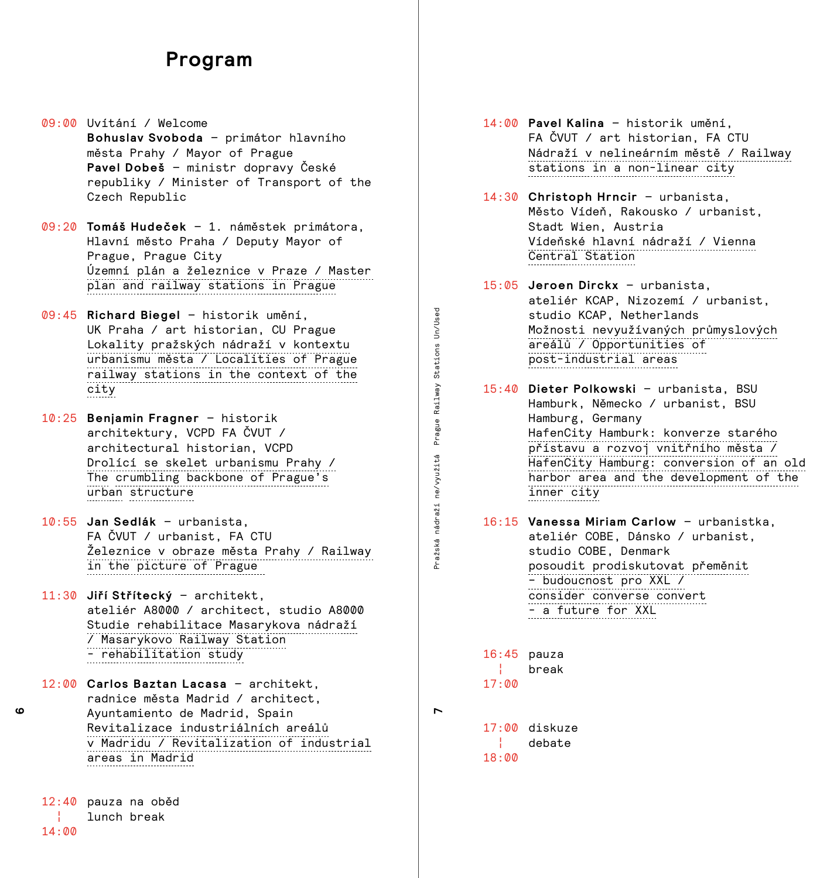# Program

09:00 Uvítání / Welcome
**Bohuslav Svoboda** – primátor hlavního města Prahy / Mayor of Prague
**Pavel Dobeš** – ministr dopravy České republiky / Minister of Transport of the Czech Republic

09:20 **Tomáš Hudeček** – 1. náměstek primátora, Hlavní město Praha / Deputy Mayor of Prague, Prague City
Územní plán a železnice v Praze / Master plan and railway stations in Prague

09:45 **Richard Biegel** – historik umění, UK Praha / art historian, CU Prague
Lokality pražských nádraží v kontextu urbanismu města / Localities of Prague railway stations in the context of the city

10:25 **Benjamin Fragner** – historik architektury, VCPD FA ČVUT / architectural historian, VCPD
Drolící se skelet urbanismu Prahy / The crumbling backbone of Prague's urban structure

10:55 **Jan Sedlák** – urbanista, FA ČVUT / urbanist, FA CTU
Železnice v obraze města Prahy / Railway in the picture of Prague

11:30 **Jiří Střítecký** – architekt, ateliér A8000 / architect, studio A8000
Studie rehabilitace Masarykova nádraží / Masarykovo Railway Station - rehabilitation study

12:00 **Carlos Baztan Lacasa** – architekt, radnice města Madrid / architect, Ayuntamiento de Madrid, Spain
Revitalizace industriálních areálů v Madridu / Revitalization of industrial areas in Madrid

12:40–14:00 pauza na oběd
lunch break

14:00 **Pavel Kalina** – historik umění, FA ČVUT / art historian, FA CTU
Nádraží v nelineárním městě / Railway stations in a non-linear city

14:30 **Christoph Hrncir** – urbanista, Město Vídeň, Rakousko / urbanist, Stadt Wien, Austria
Vídeňské hlavní nádraží / Vienna Central Station

15:05 **Jeroen Dirckx** – urbanista, ateliér KCAP, Nizozemí / urbanist, studio KCAP, Netherlands
Možnosti nevyužívaných průmyslových areálů / Opportunities of post-industrial areas

15:40 **Dieter Polkowski** – urbanista, BSU Hamburk, Německo / urbanist, BSU Hamburg, Germany
HafenCity Hamburk: konverze starého přístavu a rozvoj vnitřního města / HafenCity Hamburg: conversion of an old harbor area and the development of the inner city

16:15 **Vanessa Miriam Carlow** – urbanistka, ateliér COBE, Dánsko / urbanist, studio COBE, Denmark
posoudit prodiskutovat přeměnit - budoucnost pro XXL / consider converse convert - a future for XXL

16:45–17:00 pauza
break

17:00–18:00 diskuze
debate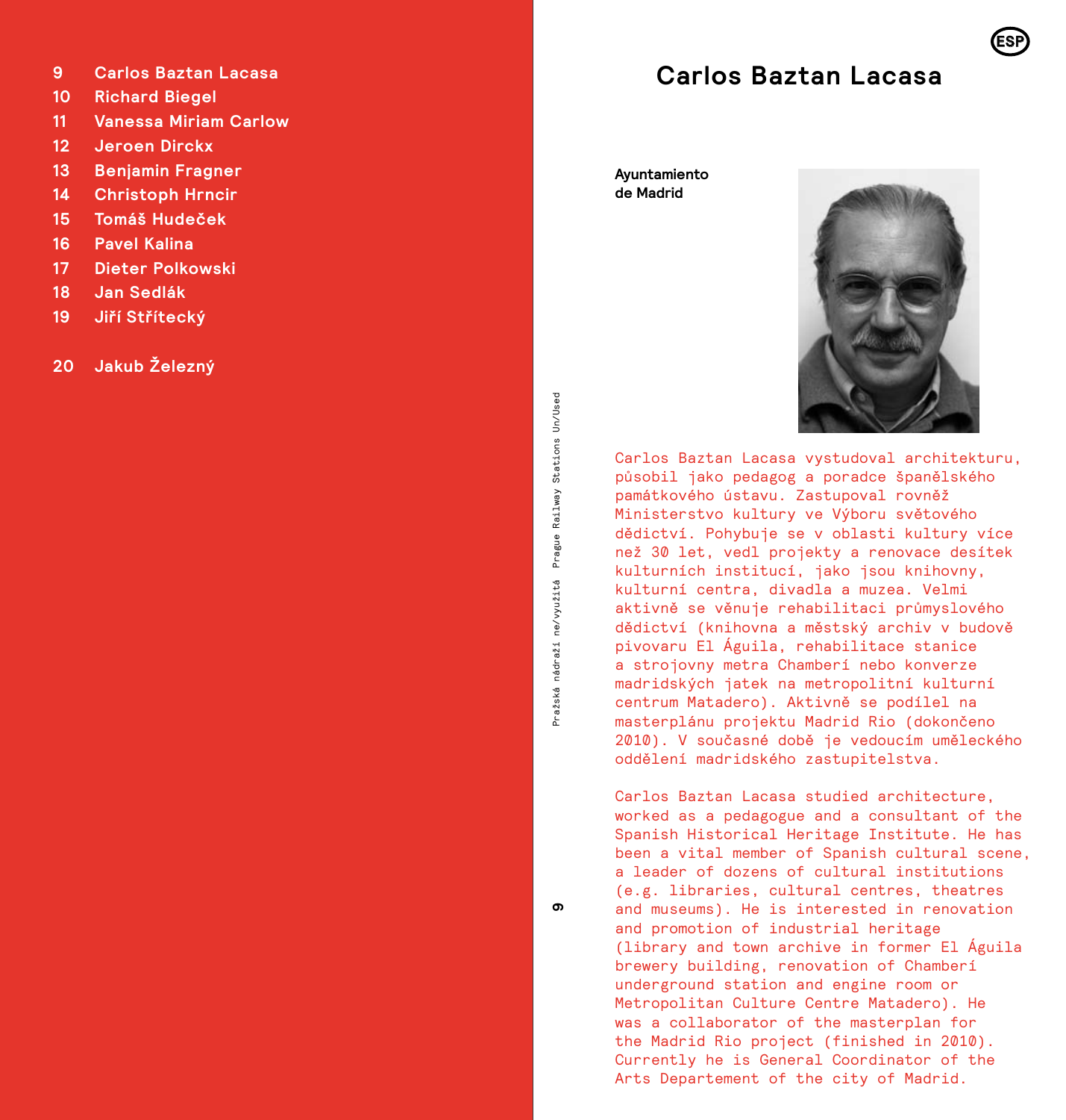9 Carlos Baztan Lacasa
10 Richard Biegel
11 Vanessa Miriam Carlow
12 Jeroen Dirckx
13 Benjamin Fragner
14 Christoph Hrncir
15 Tomáš Hudeček
16 Pavel Kalina
17 Dieter Polkowski
18 Jan Sedlák
19 Jiří Střítecký

20 Jakub Železný

ESP

# Carlos Baztan Lacasa

**Ayuntamiento de Madrid**

Carlos Baztan Lacasa vystudoval architekturu, působil jako pedagog a poradce španělského památkového ústavu. Zastupoval rovněž Ministerstvo kultury ve Výboru světového dědictví. Pohybuje se v oblasti kultury více než 30 let, vedl projekty a renovace desítek kulturních institucí, jako jsou knihovny, kulturní centra, divadla a muzea. Velmi aktivně se věnuje rehabilitaci průmyslového dědictví (knihovna a městský archiv v budově pivovaru El Águila, rehabilitace stanice a strojovny metra Chamberí nebo konverze madridských jatek na metropolitní kulturní centrum Matadero). Aktivně se podílel na masterplánu projektu Madrid Rio (dokončeno 2010). V současné době je vedoucím uměleckého oddělení madridského zastupitelstva.

Carlos Baztan Lacasa studied architecture, worked as a pedagogue and a consultant of the Spanish Historical Heritage Institute. He has been a vital member of Spanish cultural scene, a leader of dozens of cultural institutions (e.g. libraries, cultural centres, theatres and museums). He is interested in renovation and promotion of industrial heritage (library and town archive in former El Águila brewery building, renovation of Chamberí underground station and engine room or Metropolitan Culture Centre Matadero). He was a collaborator of the masterplan for the Madrid Rio project (finished in 2010). Currently he is General Coordinator of the Arts Departement of the city of Madrid.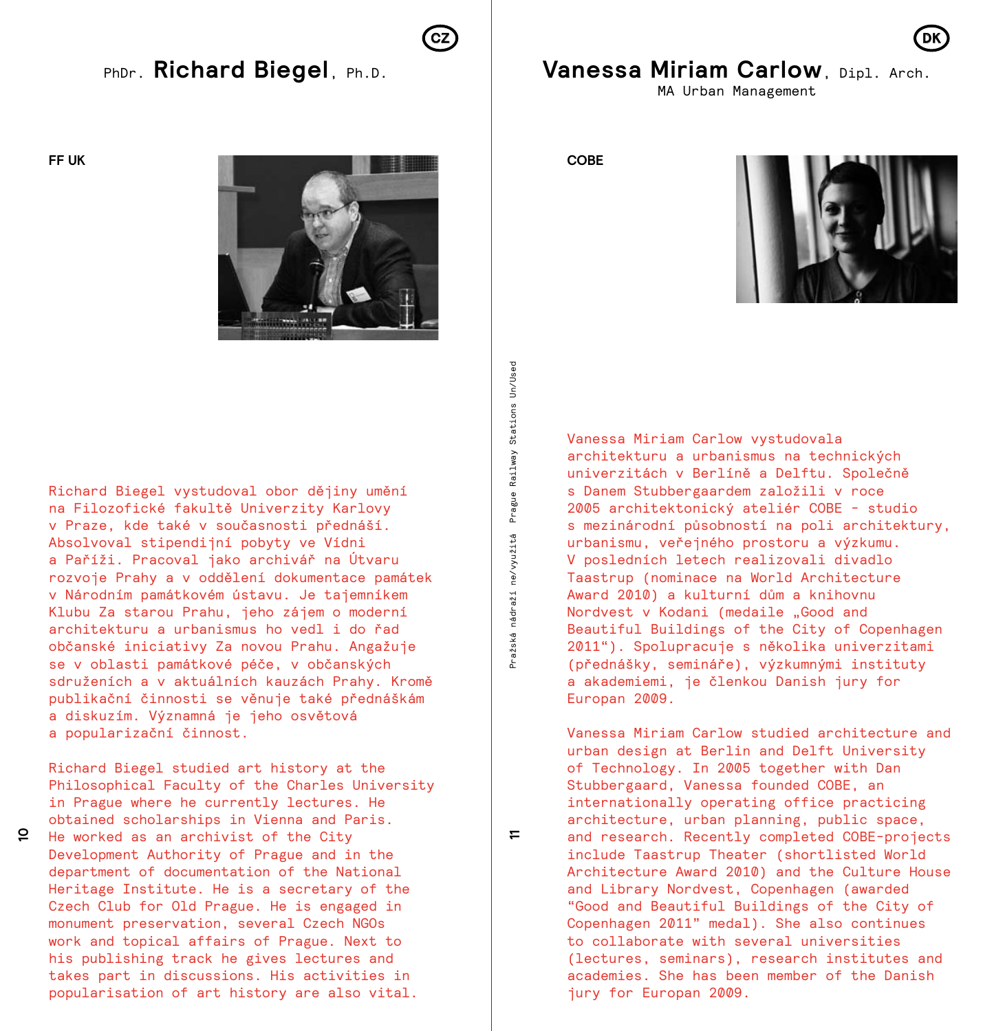CZ

## PhDr. **Richard Biegel**, Ph.D.

**FF UK**

Richard Biegel vystudoval obor dějiny umění na Filozofické fakultě Univerzity Karlovy v Praze, kde také v současnosti přednáší. Absolvoval stipendijní pobyty ve Vídni a Paříži. Pracoval jako archivář na Útvaru rozvoje Prahy a v oddělení dokumentace památek v Národním památkovém ústavu. Je tajemníkem Klubu Za starou Prahu, jeho zájem o moderní architekturu a urbanismus ho vedl i do řad občanské iniciativy Za novou Prahu. Angažuje se v oblasti památkové péče, v občanských sdruženích a v aktuálních kauzách Prahy. Kromě publikační činnosti se věnuje také přednáškám a diskuzím. Významná je jeho osvětová a popularizační činnost.

Richard Biegel studied art history at the Philosophical Faculty of the Charles University in Prague where he currently lectures. He obtained scholarships in Vienna and Paris. He worked as an archivist of the City Development Authority of Prague and in the department of documentation of the National Heritage Institute. He is a secretary of the Czech Club for Old Prague. He is engaged in monument preservation, several Czech NGOs work and topical affairs of Prague. Next to his publishing track he gives lectures and takes part in discussions. His activities in popularisation of art history are also vital.

DK

## **Vanessa Miriam Carlow**, Dipl. Arch.
MA Urban Management

**COBE**

Vanessa Miriam Carlow vystudovala architekturu a urbanismus na technických univerzitách v Berlíně a Delftu. Společně s Danem Stubbergaardem založili v roce 2005 architektonický ateliér COBE - studio s mezinárodní působností na poli architektury, urbanismu, veřejného prostoru a výzkumu. V posledních letech realizovali divadlo Taastrup (nominace na World Architecture Award 2010) a kulturní dům a knihovnu Nordvest v Kodani (medaile „Good and Beautiful Buildings of the City of Copenhagen 2011“). Spolupracuje s několika univerzitami (přednášky, semináře), výzkumnými instituty a akademiemi, je členkou Danish jury for Europan 2009.

Vanessa Miriam Carlow studied architecture and urban design at Berlin and Delft University of Technology. In 2005 together with Dan Stubbergaard, Vanessa founded COBE, an internationally operating office practicing architecture, urban planning, public space, and research. Recently completed COBE-projects include Taastrup Theater (shortlisted World Architecture Award 2010) and the Culture House and Library Nordvest, Copenhagen (awarded “Good and Beautiful Buildings of the City of Copenhagen 2011” medal). She also continues to collaborate with several universities (lectures, seminars), research institutes and academies. She has been member of the Danish jury for Europan 2009.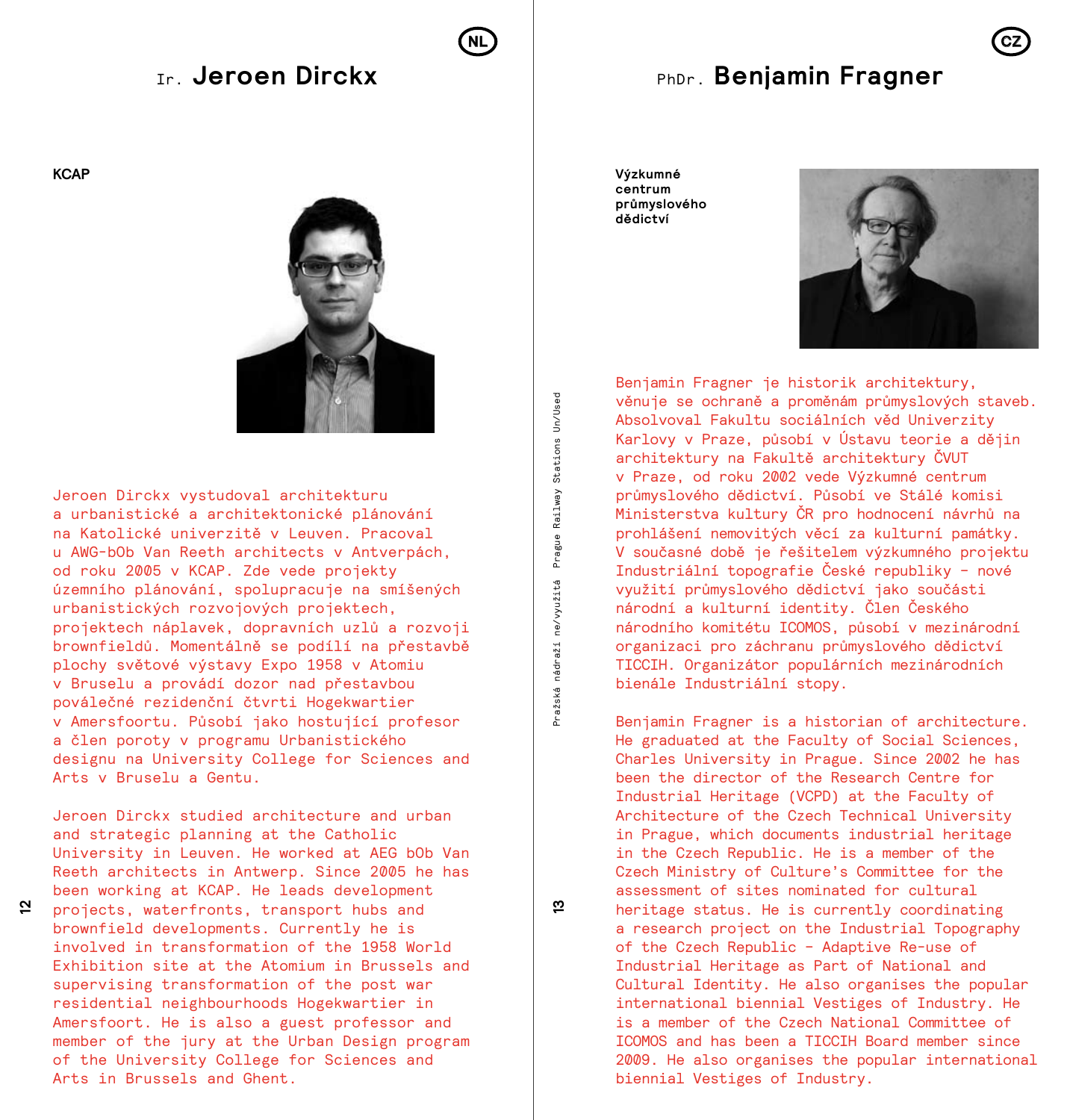NL

## Ir. Jeroen Dirckx

KCAP

Jeroen Dirckx vystudoval architekturu a urbanistické a architektonické plánování na Katolické univerzitě v Leuven. Pracoval u AWG-bOb Van Reeth architects v Antverpách, od roku 2005 v KCAP. Zde vede projekty územního plánování, spolupracuje na smíšených urbanistických rozvojových projektech, projektech náplavek, dopravních uzlů a rozvoji brownfieldů. Momentálně se podílí na přestavbě plochy světové výstavy Expo 1958 v Atomiu v Bruselu a provádí dozor nad přestavbou poválečné rezidenční čtvrti Hogekwartier v Amersfoortu. Působí jako hostující profesor a člen poroty v programu Urbanistického designu na University College for Sciences and Arts v Bruselu a Gentu.

Jeroen Dirckx studied architecture and urban and strategic planning at the Catholic University in Leuven. He worked at AEG bOb Van Reeth architects in Antwerp. Since 2005 he has been working at KCAP. He leads development projects, waterfronts, transport hubs and brownfield developments. Currently he is involved in transformation of the 1958 World Exhibition site at the Atomium in Brussels and supervising transformation of the post war residential neighbourhoods Hogekwartier in Amersfoort. He is also a guest professor and member of the jury at the Urban Design program of the University College for Sciences and Arts in Brussels and Ghent.

CZ

## PhDr. Benjamin Fragner

**Výzkumné centrum průmyslového dědictví**

Benjamin Fragner je historik architektury, věnuje se ochraně a proměnám průmyslových staveb. Absolvoval Fakultu sociálních věd Univerzity Karlovy v Praze, působí v Ústavu teorie a dějin architektury na Fakultě architektury ČVUT v Praze, od roku 2002 vede Výzkumné centrum průmyslového dědictví. Působí ve Stálé komisi Ministerstva kultury ČR pro hodnocení návrhů na prohlášení nemovitých věcí za kulturní památky. V současné době je řešitelem výzkumného projektu Industriální topografie České republiky – nové využití průmyslového dědictví jako součásti národní a kulturní identity. Člen Českého národního komitétu ICOMOS, působí v mezinárodní organizaci pro záchranu průmyslového dědictví TICCIH. Organizátor populárních mezinárodních bienále Industriální stopy.

Benjamin Fragner is a historian of architecture. He graduated at the Faculty of Social Sciences, Charles University in Prague. Since 2002 he has been the director of the Research Centre for Industrial Heritage (VCPD) at the Faculty of Architecture of the Czech Technical University in Prague, which documents industrial heritage in the Czech Republic. He is a member of the Czech Ministry of Culture's Committee for the assessment of sites nominated for cultural heritage status. He is currently coordinating a research project on the Industrial Topography of the Czech Republic – Adaptive Re-use of Industrial Heritage as Part of National and Cultural Identity. He also organises the popular international biennial Vestiges of Industry. He is a member of the Czech National Committee of ICOMOS and has been a TICCIH Board member since 2009. He also organises the popular international biennial Vestiges of Industry.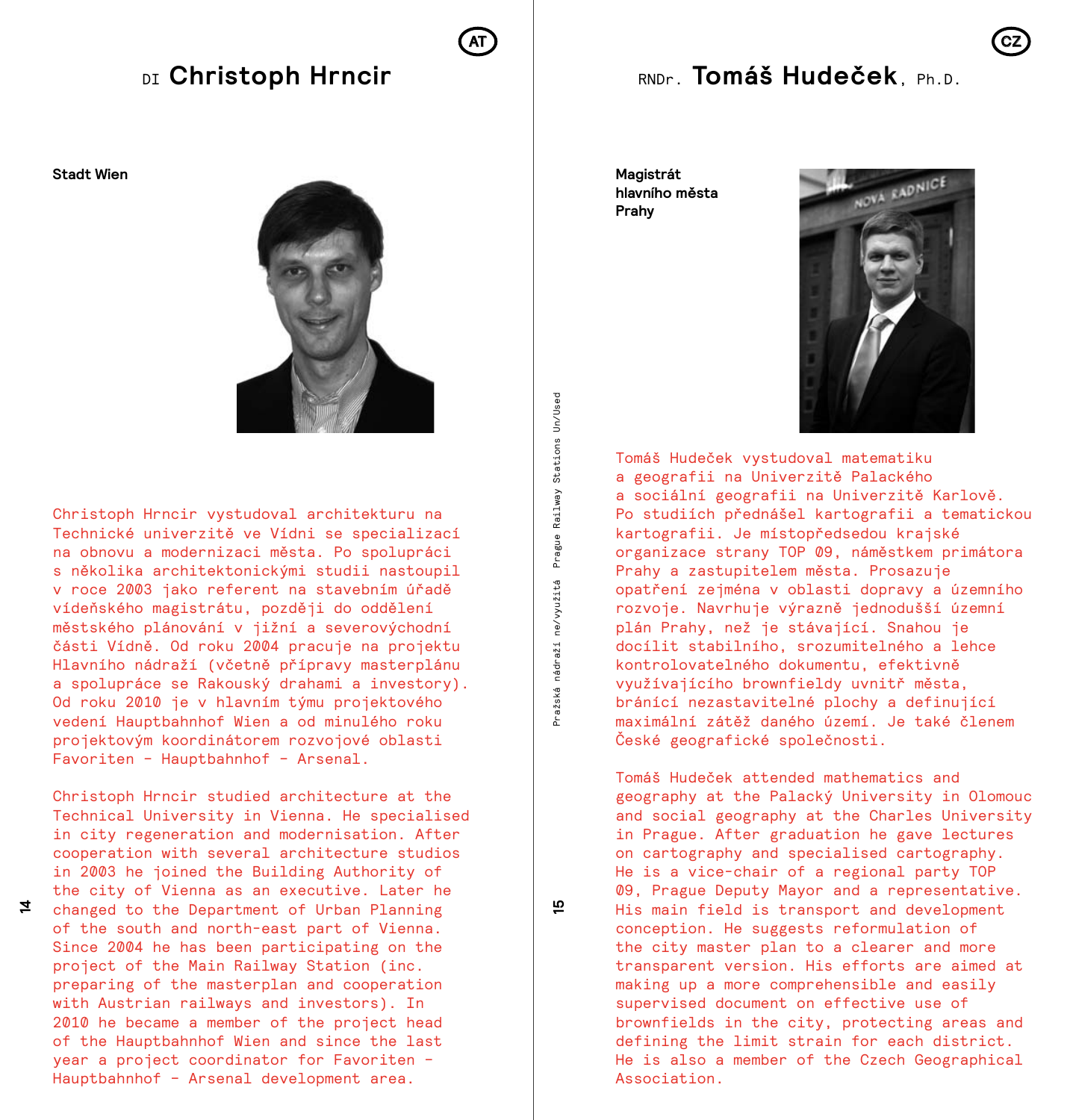## DI **Christoph Hrncir**

AT

**Stadt Wien**

Christoph Hrncir vystudoval architekturu na Technické univerzitě ve Vídni se specializací na obnovu a modernizaci města. Po spolupráci s několika architektonickými studii nastoupil v roce 2003 jako referent na stavebním úřadě vídeňského magistrátu, později do oddělení městského plánování v jižní a severovýchodní části Vídně. Od roku 2004 pracuje na projektu Hlavního nádraží (včetně přípravy masterplánu a spolupráce se Rakouský drahami a investory). Od roku 2010 je v hlavním týmu projektového vedení Hauptbahnhof Wien a od minulého roku projektovým koordinátorem rozvojové oblasti Favoriten – Hauptbahnhof – Arsenal.

Christoph Hrncir studied architecture at the Technical University in Vienna. He specialised in city regeneration and modernisation. After cooperation with several architecture studios in 2003 he joined the Building Authority of the city of Vienna as an executive. Later he changed to the Department of Urban Planning of the south and north-east part of Vienna. Since 2004 he has been participating on the project of the Main Railway Station (inc. preparing of the masterplan and cooperation with Austrian railways and investors). In 2010 he became a member of the project head of the Hauptbahnhof Wien and since the last year a project coordinator for Favoriten – Hauptbahnhof – Arsenal development area.

## RNDr. **Tomáš Hudeček**, Ph.D.

CZ

**Magistrát hlavního města Prahy**

Tomáš Hudeček vystudoval matematiku a geografii na Univerzitě Palackého a sociální geografii na Univerzitě Karlově. Po studiích přednášel kartografii a tematickou kartografii. Je místopředsedou krajské organizace strany TOP 09, náměstkem primátora Prahy a zastupitelem města. Prosazuje opatření zejména v oblasti dopravy a územního rozvoje. Navrhuje výrazně jednodušší územní plán Prahy, než je stávající. Snahou je docílit stabilního, srozumitelného a lehce kontrolovatelného dokumentu, efektivně využívajícího brownfieldy uvnitř města, bránící nezastavitelné plochy a definující maximální zátěž daného území. Je také členem České geografické společnosti.

Tomáš Hudeček attended mathematics and geography at the Palacký University in Olomouc and social geography at the Charles University in Prague. After graduation he gave lectures on cartography and specialised cartography. He is a vice-chair of a regional party TOP 09, Prague Deputy Mayor and a representative. His main field is transport and development conception. He suggests reformulation of the city master plan to a clearer and more transparent version. His efforts are aimed at making up a more comprehensible and easily supervised document on effective use of brownfields in the city, protecting areas and defining the limit strain for each district. He is also a member of the Czech Geographical Association.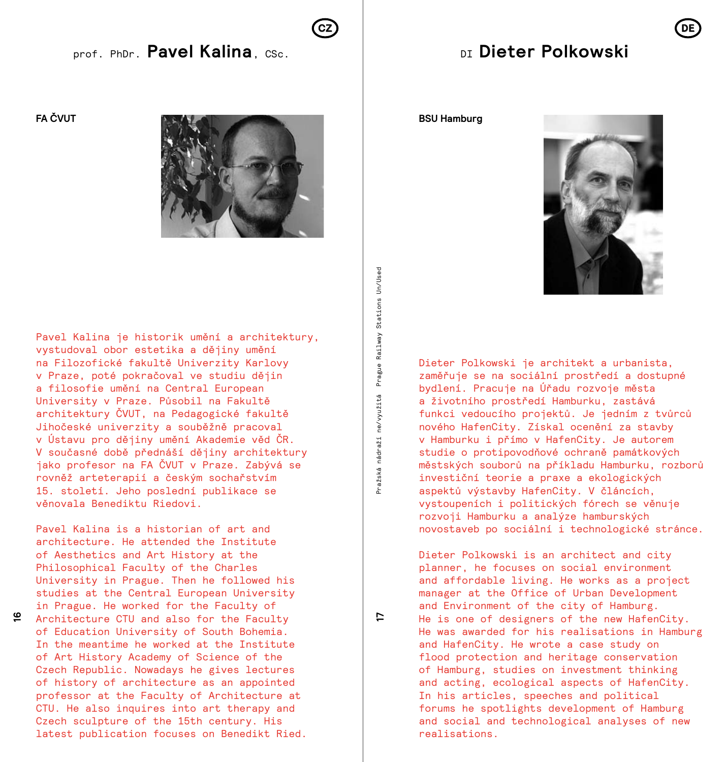CZ

## prof. PhDr. **Pavel Kalina**, CSc.

**FA ČVUT**

Pavel Kalina je historik umění a architektury, vystudoval obor estetika a dějiny umění na Filozofické fakultě Univerzity Karlovy v Praze, poté pokračoval ve studiu dějin a filosofie umění na Central European University v Praze. Působil na Fakultě architektury ČVUT, na Pedagogické fakultě Jihočeské univerzity a souběžně pracoval v Ústavu pro dějiny umění Akademie věd ČR. V současné době přednáší dějiny architektury jako profesor na FA ČVUT v Praze. Zabývá se rovněž arteterapií a českým sochařstvím 15. století. Jeho poslední publikace se věnovala Benediktu Riedovi.

Pavel Kalina is a historian of art and architecture. He attended the Institute of Aesthetics and Art History at the Philosophical Faculty of the Charles University in Prague. Then he followed his studies at the Central European University in Prague. He worked for the Faculty of Architecture CTU and also for the Faculty of Education University of South Bohemia. In the meantime he worked at the Institute of Art History Academy of Science of the Czech Republic. Nowadays he gives lectures of history of architecture as an appointed professor at the Faculty of Architecture at CTU. He also inquires into art therapy and Czech sculpture of the 15th century. His latest publication focuses on Benedikt Ried.

DE

## DI **Dieter Polkowski**

**BSU Hamburg**

Dieter Polkowski je architekt a urbanista, zaměřuje se na sociální prostředí a dostupné bydlení. Pracuje na Úřadu rozvoje města a životního prostředí Hamburku, zastává funkci vedoucího projektů. Je jedním z tvůrců nového HafenCity. Získal ocenění za stavby v Hamburku i přímo v HafenCity. Je autorem studie o protipovodňové ochraně památkových městských souborů na příkladu Hamburku, rozborů investiční teorie a praxe a ekologických aspektů výstavby HafenCity. V článcích, vystoupeních i politických fórech se věnuje rozvoji Hamburku a analýze hamburských novostaveb po sociální i technologické stránce.

Dieter Polkowski is an architect and city planner, he focuses on social environment and affordable living. He works as a project manager at the Office of Urban Development and Environment of the city of Hamburg. He is one of designers of the new HafenCity. He was awarded for his realisations in Hamburg and HafenCity. He wrote a case study on flood protection and heritage conservation of Hamburg, studies on investment thinking and acting, ecological aspects of HafenCity. In his articles, speeches and political forums he spotlights development of Hamburg and social and technological analyses of new realisations.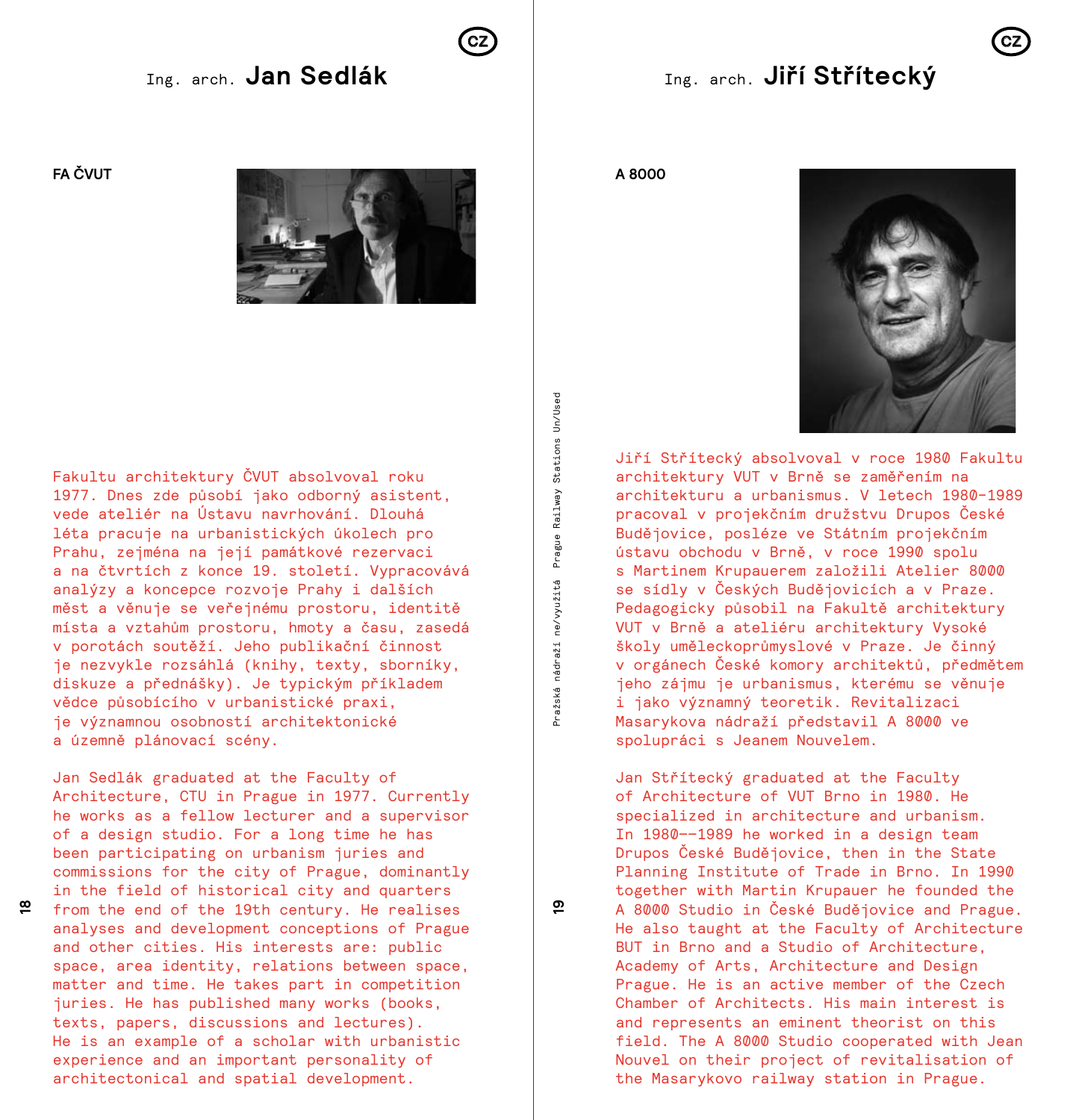## Ing. arch. **Jan Sedlák**

**FA ČVUT**

Fakultu architektury ČVUT absolvoval roku 1977. Dnes zde působí jako odborný asistent, vede ateliér na Ústavu navrhování. Dlouhá léta pracuje na urbanistických úkolech pro Prahu, zejména na její památkové rezervaci a na čtvrtích z konce 19. století. Vypracovává analýzy a koncepce rozvoje Prahy i dalších měst a věnuje se veřejnému prostoru, identitě místa a vztahům prostoru, hmoty a času, zasedá v porotách soutěží. Jeho publikační činnost je nezvykle rozsáhlá (knihy, texty, sborníky, diskuze a přednášky). Je typickým příkladem vědce působícího v urbanistické praxi, je významnou osobností architektonické a územně plánovací scény.

Jan Sedlák graduated at the Faculty of Architecture, CTU in Prague in 1977. Currently he works as a fellow lecturer and a supervisor of a design studio. For a long time he has been participating on urbanism juries and commissions for the city of Prague, dominantly in the field of historical city and quarters from the end of the 19th century. He realises analyses and development conceptions of Prague and other cities. His interests are: public space, area identity, relations between space, matter and time. He takes part in competition juries. He has published many works (books, texts, papers, discussions and lectures). He is an example of a scholar with urbanistic experience and an important personality of architectonical and spatial development.

## Ing. arch. **Jiří Střítecký**

**A 8000**

Jiří Střítecký absolvoval v roce 1980 Fakultu architektury VUT v Brně se zaměřením na architekturu a urbanismus. V letech 1980–1989 pracoval v projekčním družstvu Drupos České Budějovice, posléze ve Státním projekčním ústavu obchodu v Brně, v roce 1990 spolu s Martinem Krupauerem založili Atelier 8000 se sídly v Českých Budějovicích a v Praze. Pedagogicky působil na Fakultě architektury VUT v Brně a ateliéru architektury Vysoké školy uměleckoprůmyslové v Praze. Je činný v orgánech České komory architektů, předmětem jeho zájmu je urbanismus, kterému se věnuje i jako významný teoretik. Revitalizaci Masarykova nádraží představil A 8000 ve spolupráci s Jeanem Nouvelem.

Jan Střítecký graduated at the Faculty of Architecture of VUT Brno in 1980. He specialized in architecture and urbanism. In 1980–-1989 he worked in a design team Drupos České Budějovice, then in the State Planning Institute of Trade in Brno. In 1990 together with Martin Krupauer he founded the A 8000 Studio in České Budějovice and Prague. He also taught at the Faculty of Architecture BUT in Brno and a Studio of Architecture, Academy of Arts, Architecture and Design Prague. He is an active member of the Czech Chamber of Architects. His main interest is and represents an eminent theorist on this field. The A 8000 Studio cooperated with Jean Nouvel on their project of revitalisation of the Masarykovo railway station in Prague.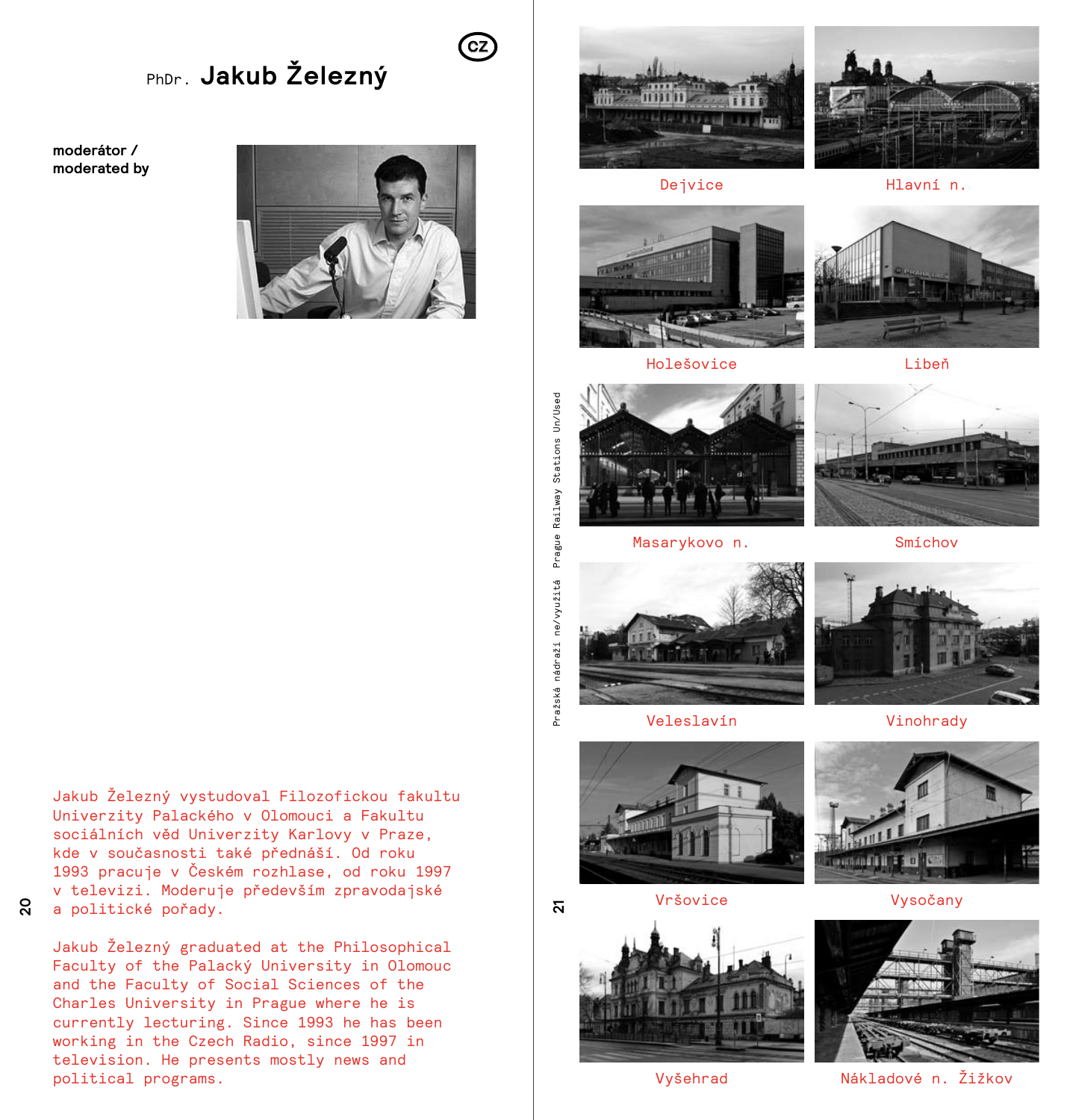# PhDr. Jakub Železný

**moderátor / moderated by**

Jakub Železný vystudoval Filozofickou fakultu Univerzity Palackého v Olomouci a Fakultu sociálních věd Univerzity Karlovy v Praze, kde v současnosti také přednáší. Od roku 1993 pracuje v Českém rozhlase, od roku 1997 v televizi. Moderuje především zpravodajské a politické pořady.

Jakub Železný graduated at the Philosophical Faculty of the Palacký University in Olomouc and the Faculty of Social Sciences of the Charles University in Prague where he is currently lecturing. Since 1993 he has been working in the Czech Radio, since 1997 in television. He presents mostly news and political programs.

Dejvice

Hlavní n.

Holešovice

Libeň

Masarykovo n.

Smíchov

Veleslavín

Vinohrady

Vršovice

Vysočany

Vyšehrad

Nákladové n. Žižkov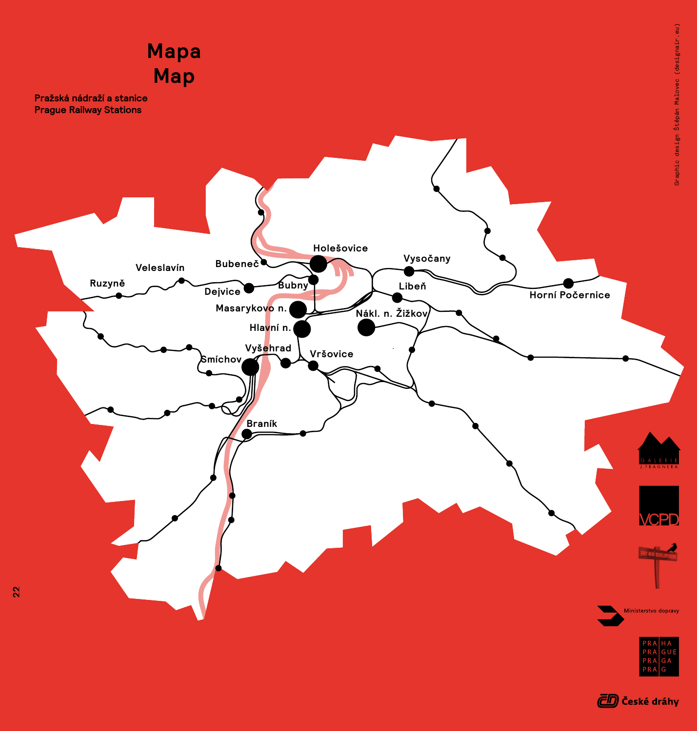# Mapa
# Map

**Pražská nádraží a stanice**
**Prague Railway Stations**

Holešovice
Vysočany
Bubeneč
Veleslavín
Ruzyně
Dejvice
Bubny
Libeň
Horní Počernice
Masarykovo n.
Nákl. n. Žižkov
Hlavní n.
Vyšehrad
Smíchov
Vršovice
Braník

Graphic design Štěpán Malovec (designair.eu)

GALERIE J. FRAGNERA

VCPD

Ministerstvo dopravy

PRA HA
PRA GUE
PRA GA
PRA G

České dráhy